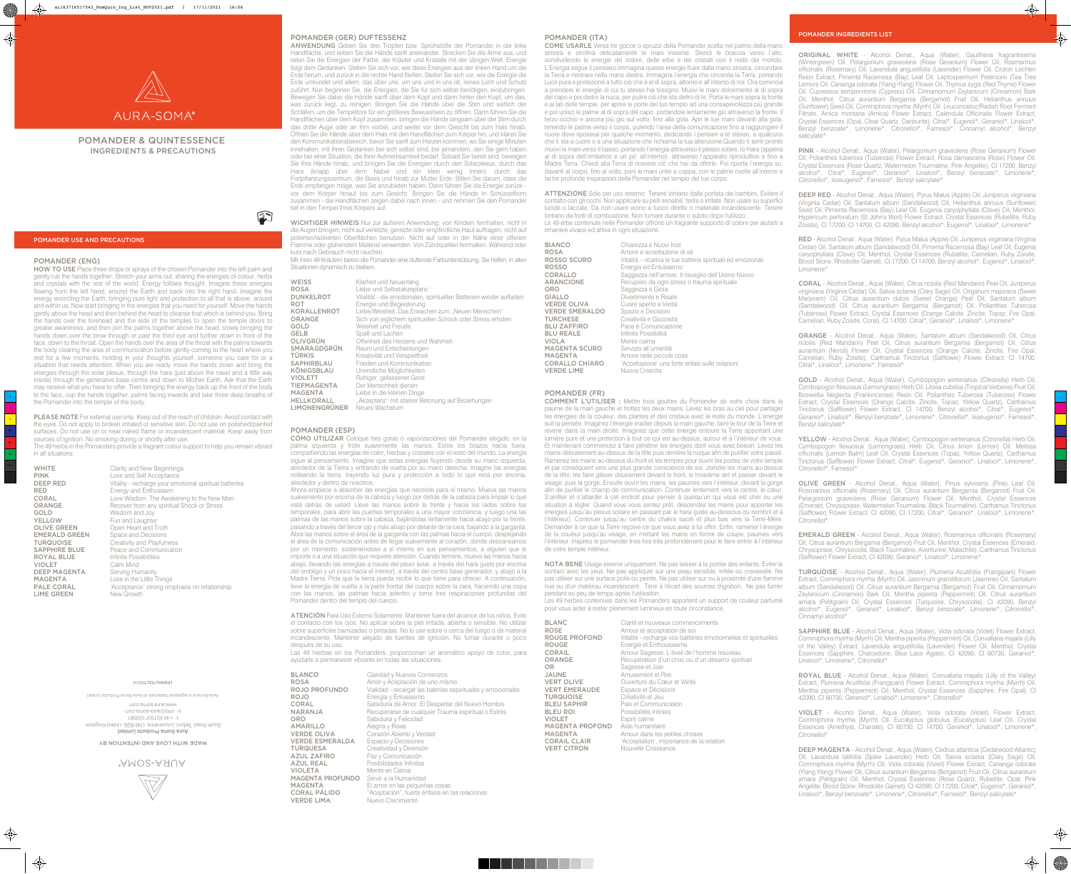AURA-SOMA®

# POMANDER & QUINTESSENCE

INGREDIENTS & PRECAUTIONS

## POMANDER USE AND PRECAUTIONS

### POMANDER (ENG)

**HOW TO USE** Place three drops or sprays of the chosen Pomander into the left palm and gently rub the hands together. Stretch your arms out, sharing the energies of colour, herbs and crystals with the rest of the world. Energy follows thought. Imagine these energies flowing from the left hand, around the Earth and back into the right hand. Imagine the energy encircling the Earth, bringing pure light and protection to all that is above, around and within us. Now start bringing in the energies that you need for yourself. Move the hands gently above the head and then behind the head to cleanse that which is behind you. Bring the hands over the forehead and the side of the temples to open the temple doors to greater awareness, and then join the palms together above the head, slowly bringing the hands down over the brow through or past the third eye and further down in front of the face, down to the throat. Open the hands over the area of the throat with the palms towards the body clearing the area of communication before gently coming to the heart where you rest for a few moments, holding in your thoughts yourself, someone you care for or a situation that needs attention. When you are ready move the hands down and bring the energies through the solar plexus, through the hara (just above the navel and a little way inside) through the generative base centre and down to Mother Earth. Ask that the Earth may receive what you have to offer. Then bringing the energy back up to the front of the body to the face, cup the hands together, palms facing inwards and take three deep breaths of the Pomander into the temple of the body.

**PLEASE NOTE** For external use only. Keep out of the reach of children. Avoid contact with the eyes. Do not apply to broken irritated or sensitive skin. Do not use on polished/painted surfaces. Do not use on or near naked flame or incandescent material. Keep away from sources of ignition. No smoking during or shortly after use.

The 49 herbs in the Pomanders provide a fragrant colour support to help you remain vibrant in all situations.

| | |
|---|---|
| WHITE | Clarity and New Beginnings |
| PINK | Love and Self Acceptance |
| DEEP RED | Vitality - recharge your emotional spiritual batteries |
| RED | Energy and Enthusiasm |
| CORAL | Love Wisdom. The Awakening to the New Man |
| ORANGE | Recover from any spiritual Shock or Stress |
| GOLD | Wisdom and Joy |
| YELLOW | Fun and Laughter |
| OLIVE GREEN | Open Heart and Truth |
| EMERALD GREEN | Space and Decisions |
| TURQUOISE | Creativity and Playfulness |
| SAPPHIRE BLUE | Peace and Communication |
| ROYAL BLUE | Infinite Possibilities |
| VIOLET | Calm Mind |
| DEEP MAGENTA | Serving Humanity |
| MAGENTA | Love in the Little Things |
| PALE CORAL | 'Acceptance' strong emphasis on relationship |
| LIME GREEN | New Growth |

AURA-SOMA®

MADE WITH LOVE AND INTENTION BY

**Aura-Soma Products Limited**

South Road, Tetford, Lincolnshire, LN9 6QB, United Kingdom

t: +44 (0)1507 533581

e: info@aura-soma.com

www.aura-soma.com

Aura-Soma is a registered trademark of Aura-Soma Products Limited

LPGINQ/1121/V4

### POMANDER (GER) DUFTESSENZ

**ANWENDUNG** Geben Sie drei Tropfen bzw. Sprühstöße der Pomander in die linke Handfläche, und reiben Sie die Hände sanft aneinander. Strecken Sie die Arme aus, und teilen Sie die Energien der Farbe, der Kräuter und Kristalle mit der übrigen Welt. Energie folgt dem Gedanken. Stellen Sie sich vor, wie diese Energien aus der linken Hand um die Erde herum, und zurück in die rechte Hand fließen. Stellen Sie sich vor, wie die Energie die Erde umrundet und allem, das über uns, um uns und in uns ist, reines Licht und Schutz zuführt. Nun beginnen Sie, die Energien, die Sie für sich selbst benötigen, einzubringen. Bewegen Sie dabei die Hände sanft über dem Kopf und dann hinter den Kopf, um das, was zurück liegt, zu reinigen. Bringen Sie die Hände über die Stirn und seitlich der Schläfen, um die Tempeltore für ein größeres Bewusstsein zu öffnen. Dann führen Sie die Handflächen über dem Kopf zusammen, bringen die Hände langsam über der Stirn durch das dritte Auge oder an ihm vorbei, und weiter vor dem Gesicht bis zum Hals hinab. Öffnen Sie die Hände über dem Hals mit den Handflächen zum Körper hin, und klären Sie den Kommunikationsbereich, bevor Sie sanft zum Herzen kommen, wo Sie einige Minuten innehalten, mit ihren Gedanken bei sich selbst bei jemand, dem Sie zugetan sind, oder bei einer Situation, die Ihrer Aufmerksamkeit bedarf. Sobald Sie bereit sind, bewegen Sie Ihre Hände hinab, und bringen Sie die Energien durch den Solarplexus, durch das Hara (knapp über dem Nabel und ein klein wenig innen), durch das Fortpflanzungszentrum, die Basis und hinab zur Mutter Erde. Bitten Sie darum, dass die Erde empfangen möge, was Sie anzubieten haben. Dann führen Sie die Energie zurück - vor dem Körper hinauf bis zum Gesicht. Bringen Sie die Hände in Schüsselform zusammen - die Handflächen zeigen dabei nach innen - und nehmen Sie den Pomander tief in den Tempel Ihres Körpers auf.

**WICHTIGER HINWEIS** Nur zur äußeren Anwendung, von Kindern fernhalten, nicht in die Augen bringen, nicht auf verletzte, gereizte oder empfindliche Haut auftragen, nicht auf polierten/lackierten Oberflächen benutzen. Nicht auf oder in der Nähe einer offenen Flamme oder glühendem Material verwenden. Von Zündquellen fernhalten. Während oder kurz nach Gebrauch nicht rauchen.

Mit ihren 49 Kräutern bieten die Pomander eine duftende Farbunterstützung. Sie helfen, in allen Situationen dynamisch zu bleiben.

| | |
|---|---|
| WEISS | Klarheit und Neuanfang |
| ROSA | Liebe und Selbstakzeptanz |
| DUNKELROT | Vitalität - die emotionalen, spirituellen Batterien wieder aufladen |
| ROT | Energie und Begeisterung |
| KORALLENROT | Liebe/Weisheit. Das Erwachen zum „Neuen Menschen" |
| ORANGE | Sich von jeglichem spirituellen Schock oder Stress erholen |
| GOLD | Weisheit und Freude |
| GELB | Spaß und Lachen |
| OLIVGRÜN | Offenheit des Herzens und Wahrheit |
| SMARAGDGRÜN | Raum und Entscheidungen |
| TÜRKIS | Kreativität und Verspieltheit |
| SAPHIRBLAU | Frieden und Kommunikation |
| KÖNIGSBLAU | Unendliche Möglichkeiten |
| VIOLETT | Ruhiger, gelassener Geist |
| TIEFMAGENTA | Der Menschheit dienen |
| MAGENTA | Liebe in die kleinen Dinge |
| HELLKORALL | „Akzeptanz" mit starker Betonung auf Beziehungen |
| LIMONENGRÜNER | Neues Wachstum |

### POMANDER (ESP)

**CÓMO UTILIZAR** Coloque tres gotas o vaporizaciónes del Pomander elegido, en la palma izquierda y frote suavemente las manos. Estire los brazos hacia fuera, compartiendo las energías de color, hierbas y cristales con el resto del mundo. La energía sigue al pensamiento. Imagine que estas energías fluyendo desde su mano izquierda, alrededor de la Tierra y entrando de vuelta por su mano derecha. Imagine las energías rodeando la tierra, trayendo luz pura y protección a todo lo que está por encima, alrededor y dentro de nosotros.

Ahora empiece a absorber las energías que necesite para sí mismo. Mueva las manos suavemente por encima de la cabeza y luego por detrás de la cabeza para limpiar lo que está detrás de usted. Lleve las manos sobre la frente y hacia los lados sobre los temporales, para abrir las puertas temporales a una mayor conciencia, y luego una las palmas de las manos sobre la cabeza, bajándolas lentamente hacia abajo por la frente, pasando a través del tercer ojo y más abajo por delante de la cara, bajando a la garganta. Abra las manos sobre el área de la garganta con las palmas hacia el cuerpo, despejando el área de la comunicación antes de llegar suavemente al corazón, donde descansamos por un momento, sosteniéndose a sí mismo en sus pensamientos, a alguien que le importe o a una situación que requiere atención. Cuando termine, mueva las manos hacia abajo, llevando las energías a través del plexo solar, a través del hará (justo por encima del ombligo y un poco hacia el interior), a través del centro base generador, y baje a la Madre Tierra. Pida que la tierra pueda recibir lo que tiene para ofrecer. A continuación, lleve la energía de vuelta a la parte frontal del cuerpo sobre la cara, haciendo una copa con las manos, las palmas hacia adentro y tome tres respiraciones profundas del Pomander dentro del templo del cuerpo.

**ATENCIÓN** Para Uso Externo Solamente. Mantener fuera del alcance de los niños. Evite el contacto con los ojos. No aplicar sobre la piel irritada, abierta o sensible. No utilizar sobre superficies barnizadas o pintadas. No lo use sobre o cerca del fuego o de material incandescente. Mantener alejado de fuentes de ignición. No fumar durante o poco después de su uso.

Las 49 hierbas en los Pomanders, proporcionan un aromático apoyo de color, para ayudarle a permanecer vibrante en todas las situaciones.

| | |
|---|---|
| BLANCO | Claridad y Nuevos Comienzos |
| ROSA | Amor y Aceptación de uno mismo |
| ROJO PROFUNDO | Vialidad - recargar las baterías espirituales y emocionales |
| ROJO | Energía y Entusiasmo |
| CORAL | Sabiduría de Amor. El Despertar del Nuevo Hombre |
| NARANJA | Recuperarse de cualquier Trauma espiritual o Estrés |
| ORO | Sabiduría y Felicidad |
| AMARILLO | Alegría y Risas |
| VERDE OLIVA | Corazón Abierto y Verdad |
| VERDE ESMERALDA | Espacio y Decisiones |
| TURQUESA | Creatividad y Diversión |
| AZUL ZAFIRO | Paz y Comunicación |
| AZUL REAL | Posibilidades Infinitas |
| VIOLETA | Mente en Calma |
| MAGENTA PROFUNDO | Servir a la Humanidad |
| MAGENTA | El amor en las pequeñas cosas |
| CORAL PÁLIDO | "Aceptación", fuerte énfasis en las relaciones |
| VERDE LIMA | Nuevo Crecimiento |

### POMANDER (ITA)

**COME USARLE** Versa tre gocce o spruzzi della Pomander scelta nel palmo della mano sinistra e strofina delicatamente le mani insieme. Stendi le braccia verso l'alto, condividendo le energie del colore, delle erbe e dei cristalli con il resto del mondo. L'Energia segue il pensiero.Immagina queste energie fluire dalla mano sinistra, circondare la Terra e rientrare nella mano destra. Immagina l'energia che circonda la Terra, portando Luce pura e protezione a tutto ciò che è al di sopra, attorno e all'interno di noi. Ora comincia a prendere le energie di cui tu stesso hai bisogno. Muovi le mani dolcemente al di sopra del capo e poi dietro la nuca, per pulire ciò che sta dietro di te. Porta le mani sopra la fronte e ai lati delle tempie, per aprire le porte del tuo tempo ad una consapevolezza più grande e poi unisci le palme al di sopra del capo, portandole lentamente giù attraverso la fronte, il terzo occhio e ancora più giù sul volto, fino alla gola. Apri le tue mani davanti alla gola, tenendo le palme verso il corpo, pulendo l'area della comunicazione fino a raggiungere il cuore dove riposerai per qualche momento, dedicando i pensieri a te stesso, a qualcuno che ti sta a cuore o a una situazione che richiama la tua attenzione.Quando ti senti pronto muovi le mani verso il basso, portando l'energia attraverso il plesso solare, lo Hara (appena al di sopra dell'ombelico e un po' all'interno), attraverso l'apparato riproduttivo e fino a Madre Terra. Chiedi alla Terra di ricevere ciò che hai da offrirle. Poi riporta l'energia su, davanti al corpo, fino al volto, poni le mani unite a coppa, con le palme rivolte all'interno e fai tre profonde inspirazioni della Pomander nel tempio del tuo corpo.

**ATTENZIONE** Solo per uso esterno. Tenere lontano dalla portata dei bambini. Evitare il contatto con gli occhi. Non applicare su pelli sensibili, ferite o irritate. Non usare su superfici lucide o laccate. Da non usare vicino a fuoco diretto o materiale incandescente. Tenere lontano da fonti di combustione. Non fumare durante o subito dopo l'utilizzo.

Le 49 erbe contenute nelle Pomander offrono un fragrante supporto di colore per aiutarti a rimanere vivace ed attiva in ogni situazione.

| | |
|---|---|
| BIANCO | Chiarezza e Nuovi Inizi |
| ROSA | Amore e accettazione di sé |
| ROSSO SCURO | Vitalità – ricarica le tue batterie spirituali ed emozionali |
| ROSSO | Energia ed Entusiasmo |
| CORALLO | Saggezza nell'amore. Il risveglio dell'Uomo Nuovo |
| ARANCIONE | Recupero da ogni stress o trauma spirituale |
| ORO | Saggezza e Gioia |
| GIALLO | Divertimento e Risate |
| VERDE OLIVA | Cuore aperto e Verità |
| VERDE SMERALDO | Spazio e Decisioni |
| TURCHESE | Creatività e Giocosità |
| BLU ZAFFIRO | Pace e Comunicazione |
| BLU REALE | Infinite Possibilità |
| VIOLA | Mente calma |
| MAGENTA SCURO | Servizio all'umanità |
| MAGENTA | Amore nelle piccole cose |
| CORALLO CHIARO | 'Accettazione' una forte enfasi sulle relazioni |
| VERDE LIME | Nuova Crescita |

### POMANDER (FR)

**COMMENT L'UTILISER :** Mettre trois gouttes du Pomander de votre choix dans la paume de la main gauche et frottez les deux mains. Levez les bras au ciel pour partager les énergies de la couleur, des plantes et des cristaux avec le reste du monde. L'énergie suit la pensée. Imaginez l'énergie irradier depuis la main gauche, faire le tour de la Terre et revenir dans la main droite. Imaginez que cette énergie entoure la Terre apportant une lumière pure et une protection à tout ce qui est au-dessus, autour et à l'intérieur de vous. Et maintenant commencez à faire pénétrer les énergies dont vous avez besoin. Levez les mains délicatement au-dessus de la tête puis derrière la nuque afin de purifier votre passé. Ramenez les mains au-dessus du front et les tempes pour ouvrir les portes de votre temple et par conséquent vers une plus grande conscience de soi. Joindre les mains au-dessus de la tête, les faire glisser doucement devant le front, le troisième œil et passer devant le visage, puis la gorge. Ensuite ouvrir les mains, les paumes vers l'intérieur, devant la gorge afin de purifier le champ de communication. Continuer lentement vers le centre, le cœur. S'arrêter et s'attarder à cet endroit pour penser à quelqu'un qui vous est cher ou une situation à régler. Quand vous vous sentez prêt, descendez les mains pour apporter les énergies jusqu'au plexus solaire en passant par le hara (juste au-dessous du nombril et à l'intérieur). Continuer jusqu'au centre du chakra sacré et plus bas vers la Terre-Mère. Demander à ce que la Terre reçoive ce que vous avez à lui offrir. Enfin, ramener l'énergie de la couleur jusqu'au visage, en mettant les mains en forme de coupe, paumes vers l'intérieur. Inspirez le pomander trois fois très profondément pour le faire entrer à l'intérieur de votre temple intérieur.

**NOTA BENE** Usage externe uniquement. Ne pas laisser à la portée des enfants. Eviter le contact avec les yeux. Ne pas appliquer sur une peau sensible, irritée ou crevassée. Ne pas utiliser sur une surface polie ou peinte. Ne pas utiliser sur ou à proximité d'une flamme nue ou d'un matériau incandescent. Tenir à l'écart des sources d'ignition. Ne pas fumer pendant ou peu de temps après l'utilisation.

Les 49 herbes contenues dans les Pomanders apportent un support de couleur parfumé pour vous aider à rester pleinement lumineux en toute circonstance.

| | |
|---|---|
| BLANC | Clarté et nouveaux commencements |
| ROSE | Amour et acceptation de soi |
| ROUGE PROFOND | Vitalité - recharge vos batteries émotionnelles et spirituelles |
| ROUGE | Energie et Enthousiasme |
| CORAIL | Amour Sagesse. L'éveil de l'homme nouveau |
| ORANGE | Récupération d'un choc ou d'un désarroi spirituel |
| OR | Sagesse et Joie |
| JAUNE | Amusement et Rire |
| VERT OLIVE | Ouverture du Cœur et Vérité |
| VERT EMERAUDE | Espace et Décisions |
| TURQUOISE | Créativité et Jeu |
| BLEU SAPHIR | Paix et Communication |
| BLEU ROI | Possibilités Infinies |
| VIOLET | Esprit calme |
| MAGENTA PROFOND | Aide humanitaire |
| MAGENTA | Amour dans les petites choses |
| CORAIL CLAIR | 'Acceptation', importance de la relation |
| VERT CITRON | Nouvelle Croissance |

## POMANDER INGREDIENTS LIST

**ORIGINAL WHITE** - Alcohol Denat., Aqua (Water), Gaultheria fragrantissima (Wintergreen) Oil, Pelargonium graveolens (Rose Geranium) Flower Oil, Rosmarinus officinalis (Rosemary) Oil, Lavendula angustifolia (Lavender) Flower Oil, Croton Lechleri Resin Extract, Pimenta Racemosa (Bay) Leaf Oil, Leptospermum Petersonii (Tea Tree Lemon) Oil, Cananga odorata (Ylang-Ylang) Flower Oil, Thymus zygis (Red Thyme) Flower Oil, Cupressus sempervirens (Cypress) Oil, Cinnamomum Zeylanicum (Cinnamon) Bark Oil, Menthol, Citrus aurantium Bergamia (Bergamot) Fruit Oil, Helianthus annuus (Sunflower) Seed Oil, Commiphora myrrha (Myrrh) Oil, Leuconostoc/Radish Root Ferment Filtrate, Arnica montana (Arnica) Flower Extract, Calendula Officinalis Flower Extract, Crystal Essences (Opal, Clear Quartz, Danburite), Citral*, Eugenol*, Geraniol*, Linalool*, Benzyl benzoate*, Limonene*, Citronellol*, Farnesol*, Cinnamyl alcohol*, Benzyl salicylate*

**PINK** - Alcohol Denat., Aqua (Water), Pelargonium graveolens (Rose Geranium) Flower Oil, Polianthes tuberosa (Tuberose) Flower Extract, Rosa damascena (Rose) Flower Oil, Crystal Essences (Rose Quartz, Watermelon Tourmaline, Pink Angelite), CI 17200, Benzyl alcohol*, Citral*, Eugenol*, Geraniol*, Linalool*, Benzyl benzoate*, Limonene*, Citronellol*, Isoeugenol*, Farnesol*, Benzyl salicylate*

**DEEP RED** - Alcohol Denat., Aqua (Water), Pyrus Malus (Apple) Oil, Juniperus virginiana (Virginia Cedar) Oil, Santalum album (Sandalwood) Oil, Helianthus annuus (Sunflower) Seed Oil, Pimenta Racemosa (Bay) Leaf Oil, Eugenia caryophyllata (Clove) Oil, Menthol, Hypericum perforatum (St John's Wort) Flower Extract, Crystal Essences (Rubellite, Ruby Zoisite), CI 17200, CI 14700, CI 42090, Benzyl alcohol*, Eugenol*, Linalool*, Limonene*

**RED** - Alcohol Denat., Aqua (Water), Pyrus Malus (Apple) Oil, Juniperus virginiana (Virginia Cedar) Oil, Santalum album (Sandalwood) Oil, Pimenta Racemosa (Bay) Leaf Oil, Eugenia caryophyllata (Clove) Oil, Menthol, Crystal Essences (Rubellite, Carnelian, Ruby Zoisite, Blood Stone, Rhodolite Garnet), CI 17200, CI 14700, Benzyl alcohol*, Eugenol*, Linalool*, Limonene*

**CORAL** - Alcohol Denat., Aqua (Water), Citrus nobilis (Red Mandarin) Peel Oil, Juniperus virginiana (Virginia Cedar) Oil, Salvia sclarea (Clary Sage) Oil, Origanum majorana (Sweet Marjoram) Oil, Citrus aurantium dulcis (Sweet Orange) Peel Oil, Santalum album (Sandalwood) Oil, Citrus aurantium Bergamia (Bergamot) Fruit Oil, Polianthes Tuberosa (Tuberose) Flower Extract, Crystal Essences (Orange Calcite, Zincite, Topaz, Fire Opal, Carnelian, Ruby Zoisite, Coral), CI 14700, Citral*, Geraniol*, Linalool*, Limonene*

**ORANGE** - Alcohol Denat., Aqua (Water), Santalum album (Sandalwood) Oil, Citrus nobilis (Red Mandarin) Peel Oil, Citrus aurantium Bergamia (Bergamot) Fruit Oil, Citrus aurantium (Neroli) Flower Oil, Crystal Essences (Orange Calcite, Zincite, Fire Opal, Carnelian, Ruby Zoisite), Carthamus Tinctorius (Safflower) Flower Extract, CI 14700, Citral*, Linalool*, Limonene*, Farnesol*

**GOLD** - Alcohol Denat., Aqua (Water), Cymbopogon winterianus (Citronella) Herb Oil, Cymbopogon flexuosus (Lemongrass) Herb Oil, Litsea cubeba (Tropical Verbena) Fruit Oil, Boswellia Neglecta (Frankincense) Resin Oil, Polianthes Tuberosa (Tuberose) Flower Extract, Crystal Essences (Orange Calcite, Zincite, Topaz, Yellow Quartz), Carthamus Tinctorius (Safflower) Flower Extract, CI 14700, Benzyl alcohol*, Citral*, Eugenol*, Geraniol*, Linalool*, Benzyl benzoate*, Limonene*, Citronellol*, Isoeugenol*, Farnesol*, Benzyl salicylate*

**YELLOW** - Alcohol Denat., Aqua (Water), Cymbopogon winterianus (Citronella) Herb Oil, Cymbopogon flexuosus (Lemongrass) Herb Oil, Citrus limon (Lemon) Oil, Melissa officinalis (Lemon Balm) Leaf Oil, Crystal Essences (Topaz, Yellow Quartz), Carthamus Tinctorius (Safflower) Flower Extract, Citral*, Eugenol*, Geraniol*, Linalool*, Limonene*, Citronellol*, Farnesol*

**OLIVE GREEN** - Alcohol Denat., Aqua (Water), Pinus sylvestris (Pine) Leaf Oil, Rosmarinus officinalis (Rosemary) Oil, Citrus aurantium Bergamia (Bergamot) Fruit Oil, Pelargonium graveolens (Rose Geranium) Flower Oil, Menthol, Crystal Essences (Emerald, Chrysoprase, Watermelon Tourmaline, Black Tourmaline), Carthamus Tinctorius (Safflower) Flower Extract, CI 42090, CI 17200, Citral*, Eugenol*, Geraniol*, Linalool*, Limonene*, Citronellol*

**EMERALD GREEN** - Alcohol Denat., Aqua (Water), Rosmarinus officinalis (Rosemary) Oil, Citrus aurantium Bergamia (Bergamot) Fruit Oil, Menthol, Crystal Essences (Emerald, Chrysoprase, Chrysocolla, Black Tourmaline, Aventurine, Malachite), Carthamus Tinctorius (Safflower) Flower Extract, CI 42090, Geraniol*, Linalool*, Limonene*

**TURQUOISE** - Alcohol Denat., Aqua (Water), Plumeria Acutifolia (Frangipani) Flower Extract, Commiphora myrrha (Myrrh) Oil, Jasminum grandiflorum (Jasmine) Oil, Santalum album (Sandalwood) Oil, Citrus aurantium Bergamia (Bergamot) Fruit Oil, Cinnamomum Zeylanicum (Cinnamon) Bark Oil, Mentha piperita (Peppermint) Oil, Citrus aurantium amara (Petitgrain) Oil, Crystal Essences (Turquoise, Chrysocolla), CI 42090, Benzyl alcohol*, Eugenol*, Geraniol*, Linalool*, Benzyl benzoate*, Limonene*, Citronellol*, Cinnamyl alcohol*

**SAPPHIRE BLUE** - Alcohol Denat., Aqua (Water), Viola odorata (Violet) Flower Extract, Commiphora myrrha (Myrrh) Oil, Mentha piperita (Peppermint) Oil, Convallaria majalis (Lily of the Valley) Extract, Lavendula angustifolia (Lavender) Flower Oil, Menthol, Crystal Essences (Sapphire, Chalcedone, Blue Lace Agate), CI 42090, CI 60730, Geraniol*, Linalool*, Limonene*, Citronellol*

**ROYAL BLUE** - Alcohol Denat., Aqua (Water), Convallaria majalis (Lilly of the Valley) Extract, Plumeria Acutifolia (Frangipani) Flower Extract, Commiphora myrrha (Myrrh) Oil, Mentha piperita (Peppermint) Oil, Menthol, Crystal Essences (Sapphire, Fire Opal), CI 42090, CI 60730, Geraniol*, Linalool*, Limonene*, Citronellol*

**VIOLET** - Alcohol Denat., Aqua (Water), Viola odorata (Violet) Flower Extract, Commiphora myrrha (Myrrh) Oil, Eucalyptus globulus (Eucalyptus) Leaf Oil, Crystal Essences (Amethyst, Charoite), CI 60730, CI 14700, Geraniol*, Linalool*, Limonene*, Citronellol*

**DEEP MAGENTA** - Alcohol Denat., Aqua (Water), Cedrus atlantica (Cedarwood Atlantic) Oil, Lavandula latifolia (Spike Lavender) Herb Oil, Salvia sclarea (Clary Sage) Oil, Commiphora myrrha (Myrrh) Oil, Viola odorata (Violet) Flower Extract, Cananga odorata (Ylang Ylang) Flower Oil, Citrus aurantium Bergamia (Bergamot) Fruit Oil, Citrus aurantium amara (Petitgrain) Oil, Menthol, Crystal Essences (Rose Quartz, Pink Angelite, Blood Stone, Rhodolite Garnet), CI 42090, CI 17200, Citral*, Eugenol*, Geraniol*, Linalool*, Benzyl benzoate*, Limonene*, Citronellol*, Farnesol*, Benzyl salicylate*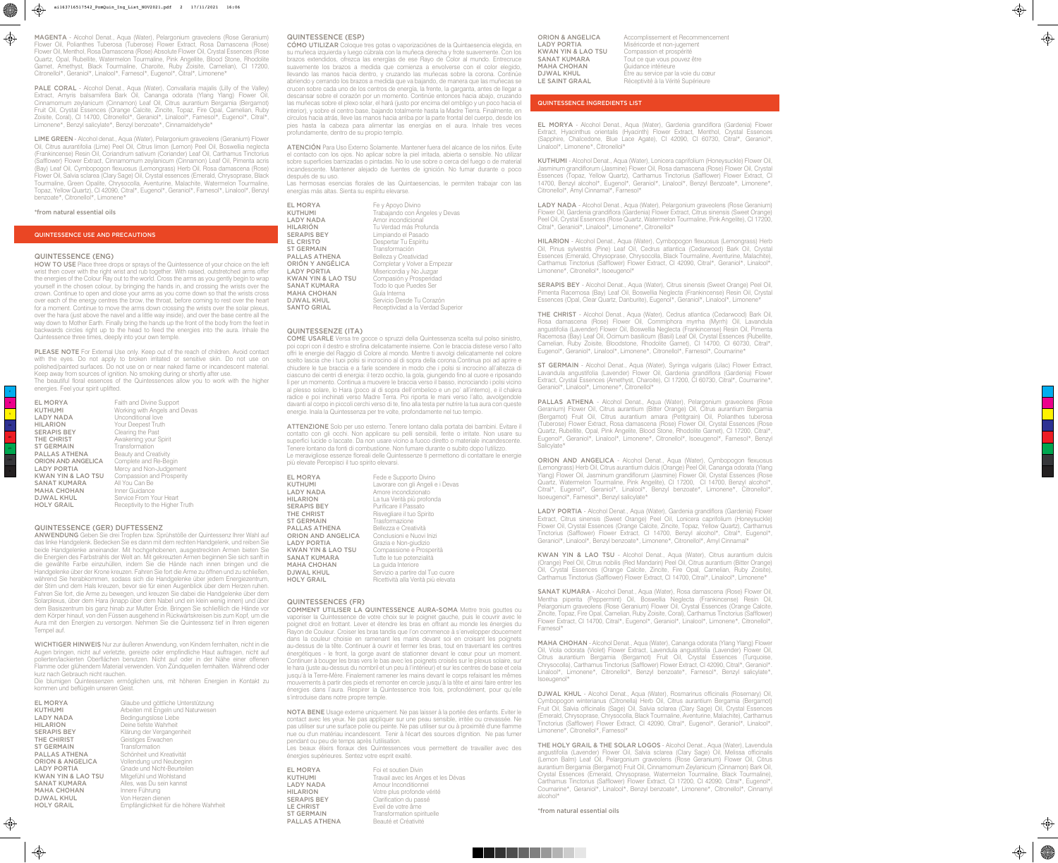MAGENTA - Alcohol Denat., Aqua (Water), Pelargonium graveolens (Rose Geranium) Flower Oil, Polianthes Tuberosa (Tuberose) Flower Extract, Rosa Damascena (Rose) Flower Oil, Menthol, Rosa Damascena (Rose) Absolute Flower Oil, Crystal Essences (Rose Quartz, Opal, Rubellite, Watermelon Tourmaline, Pink Angelite, Blood Stone, Rhodolite Garnet, Amethyst, Black Tourmaline, Charoite, Ruby Zoisite, Carnelian), CI 17200, Citronellol*, Geraniol*, Linalool*, Farnesol*, Eugenol*, Citral*, Limonene*

PALE CORAL - Alcohol Denat., Aqua (Water), Convallaria majalis (Lily of the Valley) Extract, Amyris balsamifera Bark Oil, Cananga odorata (Ylang Ylang) Flower Oil, Cinnamomum zeylanicum (Cinnamon) Leaf Oil, Citrus aurantium Bergamia (Bergamot) Fruit Oil, Crystal Essences (Orange Calcite, Zincite, Topaz, Fire Opal, Carnelian, Ruby Zoisite, Coral), CI 14700, Citronellol*, Geraniol*, Linalool*, Farnesol*, Eugenol*, Citral*, Limonene*, Benzyl salicylate*, Benzyl benzoate*, Cinnamaldehyde*

LIME GREEN - Alcohol denat., Aqua (Water), Pelargonium graveolens (Geranium) Flower Oil, Citrus aurantifolia (Lime) Peel Oil, Citrus limon (Lemon) Peel Oil, Boswellia neglecta (Frankincense) Resin Oil, Coriandrum sativum (Coriander) Leaf Oil, Carthamus Tinctorius (Safflower) Flower Extract, Cinnamomum zeylanicum (Cinnamon) Leaf Oil, Pimenta acris (Bay) Leaf Oil, Cymbopogon flexuosus (Lemongrass) Herb Oil, Rosa damascena (Rose) Flower Oil, Salvia sclarea (Clary Sage) Oil, Crystal essences (Emerald, Chrysoprase, Black Tourmaline, Green Opalite, Chrysocolla, Aventurine, Malachite, Watermelon Tourmaline, Topaz, Yellow Quartz), CI 42090, Citral*, Eugenol*, Geraniol*, Farnesol*, Linalool*, Benzyl benzoate*, Citronellol*, Limonene*

*from natural essential oils

## QUINTESSENCE USE AND PRECAUTIONS

### QUINTESSENCE (ENG)

**HOW TO USE** Place three drops or sprays of the Quintessence of your choice on the left wrist then cover with the right wrist and rub together. With raised, outstretched arms offer the energies of the Colour Ray out to the world. Cross the arms as you gently begin to wrap yourself in the chosen colour, by bringing the hands in, and crossing the wrists over the crown. Continue to open and close your arms as you come down so that the wrists cross over each of the energy centres the brow, the throat, before coming to rest over the heart for a moment. Continue to move the arms down crossing the wrists over the solar plexus, over the hara (just above the navel and a little way inside), and over the base centre all the way down to Mother Earth. Finally bring the hands up the front of the body from the feet in backwards circles right up to the head to feed the energies into the aura. Inhale the Quintessence three times, deeply into your own temple.

**PLEASE NOTE** For External Use only. Keep out of the reach of children. Avoid contact with the eyes. Do not apply to broken irritated or sensitive skin. Do not use on polished/painted surfaces. Do not use on or near naked flame or incandescent material. Keep away from sources of ignition. No smoking during or shortly after use.
The beautiful floral essences of the Quintessences allow you to work with the higher energies. Feel your spirit uplifted.

| | |
|---|---|
| EL MORYA | Faith and Divine Support |
| KUTHUMI | Working with Angels and Devas |
| LADY NADA | Unconditional love |
| HILARION | Your Deepest Truth |
| SERAPIS BEY | Clearing the Past |
| THE CHRIST | Awakening your Spirit |
| ST GERMAIN | Transformation |
| PALLAS ATHENA | Beauty and Creativity |
| ORION AND ANGELICA | Complete and Re-Begin |
| LADY PORTIA | Mercy and Non-Judgement |
| KWAN YIN & LAO TSU | Compassion and Prosperity |
| SANAT KUMARA | All You Can Be |
| MAHA CHOHAN | Inner Guidance |
| DJWAL KHUL | Service From Your Heart |
| HOLY GRAIL | Receptivity to the Higher Truth |

### QUINTESSENCE (GER) DUFTESSENZ

**ANWENDUNG** Geben Sie drei Tropfen bzw. Sprühstöße der Quintessenz Ihrer Wahl auf das linke Handgelenk. Bedecken Sie es dann mit dem rechten Handgelenk, und reiben Sie beide Handgelenke aneinander. Mit hochgehobenen, ausgestreckten Armen bieten Sie die Energien des Farbstrahls der Welt an. Mit gekreuzten Armen beginnen Sie sich sanft in die gewählte Farbe einzuhüllen, indem Sie die Hände nach innen bringen und die Handgelenke über der Krone kreuzen. Fahren Sie fort die Arme zu öffnen und zu schließen, während Sie herabkommen, sodass sich die Handgelenke über jedem Energiezentrum, der Stirn und dem Hals kreuzen, bevor sie für einen Augenblick über dem Herzen ruhen. Fahren Sie fort, die Arme zu bewegen, und kreuzen Sie dabei die Handgelenke über dem Solarplexus, über dem Hara (knapp über dem Nabel und ein klein wenig innen) und über dem Basiszentrum bis ganz hinab zur Mutter Erde. Bringen Sie schließlich die Hände vor dem Körper hinauf, von den Füssen ausgehend in Rückwärtskreisen bis zum Kopf, um die Aura mit den Energien zu versorgen. Nehmen Sie die Quintessenz tief in Ihren eigenen Tempel auf.

**WICHTIGER HINWEIS** Nur zur äußeren Anwendung, von Kindern fernhalten, nicht in die Augen bringen, nicht auf verletzte, gereizte oder empfindliche Haut auftragen, nicht auf polierten/lackierten Oberflächen benutzen. Nicht auf oder in der Nähe einer offenen Flamme oder glühendem Material verwenden. Von Zündquellen fernhalten. Während oder kurz nach Gebrauch nicht rauchen.
Die blumigen Quintessenzen ermöglichen uns, mit höheren Energien in Kontakt zu kommen und beflügeln unseren Geist.

| | |
|---|---|
| EL MORYA | Glaube und göttliche Unterstützung |
| KUTHUMI | Arbeiten mit Engeln und Naturwesen |
| LADY NADA | Bedingungslose Liebe |
| HILARION | Deine tiefste Wahrheit |
| SERAPIS BEY | Klärung der Vergangenheit |
| THE CHRIST | Geistiges Erwachen |
| ST GERMAIN | Transformation |
| PALLAS ATHENA | Schönheit und Kreativität |
| ORION & ANGELICA | Vollendung und Neubeginn |
| LADY PORTIA | Gnade und Nicht-Beurteilen |
| KWAN YIN & LAO TSU | Mitgefühl und Wohlstand |
| SANAT KUMARA | Alles, was Du sein kannst |
| MAHA CHOHAN | Innere Führung |
| DJWAL KHUL | Von Herzen dienen |
| HOLY GRAIL | Empfänglichkeit für die höhere Wahrheit |

### QUINTESSENCE (ESP)

**CÓMO UTILIZAR** Coloque tres gotas o vaporizaciónes de la Quintaesencia elegida, en su muñeca izquierda y luego cúbrala con la muñeca derecha y frote suavemente. Con los brazos extendidos, ofrezca las energías de ese Rayo de Color al mundo. Entrecruce suavemente los brazos a medida que comienza a envolverse con el color elegido, llevando las manos hacia dentro, y cruzando las muñecas sobre la corona. Continúe abriendo y cerrando los brazos a medida que va bajando, de manera que las muñecas se crucen sobre cada uno de los centros de energía, la frente, la garganta, antes de llegar a descansar sobre el corazón por un momento. Continúe entonces hacia abajo, cruzando las muñecas sobre el plexo solar, el hará (justo por encima del ombligo y un poco hacia el interior), y sobre el centro base, bajando totalmente hasta la Madre Tierra. Finalmente, en círculos hacia atrás, lleve las manos hacia arriba por la parte frontal del cuerpo, desde los pies hasta la cabeza para alimentar las energías en el aura. Inhale tres veces profundamente, dentro de su propio templo.

**ATENCIÓN** Para Uso Externo Solamente. Mantener fuera del alcance de los niños. Evite el contacto con los ojos. No aplicar sobre la piel irritada, abierta o sensible. No utilizar sobre superficies barnizadas o pintadas. No lo use sobre o cerca del fuego o de material incandescente. Mantener alejado de fuentes de ignición. No fumar durante o poco después de su uso.
Las hermosas esencias florales de las Quintaesencias, le permiten trabajar con las energías más altas. Sienta su espíritu elevarse.

| | |
|---|---|
| EL MORYA | Fe y Apoyo Divino |
| KUTHUMI | Trabajando con Ángeles y Devas |
| LADY NADA | Amor incondicional |
| HILARIÓN | Tu Verdad más Profunda |
| SERAPIS BEY | Limpiando el Pasado |
| EL CRISTO | Despertar Tu Espíritu |
| ST GERMAIN | Transformación |
| PALLAS ATHENA | Belleza y Creatividad |
| ORIÓN Y ANGÉLICA | Completar y Volver a Empezar |
| LADY PORTIA | Misericordia y No Juzgar |
| KWAN YIN & LAO TSU | Compasión y Prosperidad |
| SANAT KUMARA | Todo lo que Puedes Ser |
| MAHA CHOHAN | Guía Interna |
| DJWAL KHUL | Servicio Desde Tu Corazón |
| SANTO GRIAL | Receptividad a la Verdad Superior |

### QUINTESSENZE (ITA)

**COME USARLE** Versa tre gocce o spruzzi della Quintessenza scelta sul polso sinistro, poi coprili con il destro e strofina delicatamente insieme. Con le braccia distese verso l'alto offri le energie del Raggio di Colore al mondo. Mentre ti avvolgi delicatamente nel colore scelto lascia che i tuoi polsi si incrocino al di sopra della corona.Continua poi ad aprire e chiudere le tue braccia e a farle scendere in modo che i polsi si incrocino all'altezza di ciascuno dei centri di energia: il terzo occhio, la gola, giungendo fino al cuore e riposando lì per un momento. Continua a muovere le braccia verso il basso, incrociando i polsi vicino al plesso solare, lo Hara (poco al di sopra dell'ombelico e un po' all'interno), e il chakra radice e poi inchinati verso Madre Terra. Poi riporta le mani verso l'alto, avvolgendole davanti al corpo in piccoli cerchi verso di te, fino alla testa per nutrire la tua aura con queste energie. Inala la Quintessenza per tre volte, profondamente nel tuo tempio.

**ATTENZIONE** Solo per uso esterno. Tenere lontano dalla portata dei bambini. Evitare il contatto con gli occhi. Non applicare su pelli sensibili, ferite o irritate. Non usare su superfici lucide o laccate. Da non usare vicino a fuoco diretto o materiale incandescente. Tenere lontano da fonti di combustione. Non fumare durante o subito dopo l'utilizzo.
Le meravigliose essenze floreali delle Quintessenze ti permettono di contattare le energie più elevate Percepisci il tuo spirito elevarsi.

| | |
|---|---|
| EL MORYA | Fede e Supporto Divino |
| KUTHUMI | Lavorare con gli Angeli e i Devas |
| LADY NADA | Amore incondizionato |
| HILARION | La tua Verità più profonda |
| SERAPIS BEY | Purificare il Passato |
| THE CHRIST | Risvegliare il tuo Spirito |
| ST GERMAIN | Trasformazione |
| PALLAS ATHENA | Bellezza e Creatività |
| ORION AND ANGELICA | Conclusioni e Nuovi Inizi |
| LADY PORTIA | Grazia e Non-giudizio |
| KWAN YIN & LAO TSU | Compassione e Prosperità |
| SANAT KUMARA | Tutte le tue potenzialità |
| MAHA CHOHAN | La guida Interiore |
| DJWAL KHUL | Servizio a partire dal Tuo cuore |
| HOLY GRAIL | Ricettività alla Verità più elevata |

### QUINTESSENCES (FR)

**COMMENT UTILISER LA QUINTESSENCE AURA-SOMA** Mettre trois gouttes ou vaporiser la Quintessence de votre choix sur le poignet gauche, puis le couvrir avec le poignet droit en frottant. Lever et étendre les bras en offrant au monde les énergies du Rayon de Couleur. Croiser les bras tandis que l'on commence à s'envelopper doucement dans la couleur choisie en ramenant les mains devant soi en croisant les poignets au-dessus de la tête. Continuer à ouvrir et fermer les bras, tout en traversant les centres énergétiques - le front, la gorge avant de stationner devant le cœur pour un moment. Continuer à bouger les bras vers le bas avec les poignets croisés sur le plexus solaire, sur le hara (juste au-dessus du nombril et un peu à l'intérieur) et sur les centres de base et cela jusqu'à la Terre-Mère. Finalement ramener les mains devant le corps refaisant les mêmes mouvements à partir des pieds et remonter en cercle jusqu'à la tête et ainsi faire entrer les énergies dans l'aura. Respirer la Quintessence trois fois, profondément, pour qu'elle s'introduise dans notre propre temple.

**NOTA BENE** Usage externe uniquement. Ne pas laisser à la portée des enfants. Eviter le contact avec les yeux. Ne pas appliquer sur une peau sensible, irritée ou crevassée. Ne pas utiliser sur une surface polie ou peinte. Ne pas utiliser sur ou à proximité d'une flamme nue ou d'un matériau incandescent. Tenir à l'écart des sources d'ignition. Ne pas fumer pendant ou peu de temps après l'utilisation.
Les beaux élixirs floraux des Quintessences vous permettent de travailler avec des énergies supérieures. Sentez votre esprit exalté.

| | |
|---|---|
| EL MORYA | Foi et soutien Divin |
| KUTHUMI | Travail avec les Anges et les Dévas |
| LADY NADA | Amour Inconditionnel |
| HILARION | Votre plus profonde vérité |
| SERAPIS BEY | Clarification du passé |
| LE CHRIST | Eveil de votre âme |
| ST GERMAIN | Transformation spirituelle |
| PALLAS ATHENA | Beauté et Créativité |
| ORION & ANGELICA | Accomplissement et Recommencement |
| LADY PORTIA | Miséricorde et non-jugement |
| KWAN YIN & LAO TSU | Compassion et prospérité |
| SANAT KUMARA | Tout ce que vous pouvez être |
| MAHA CHOHAN | Guidance intérieure |
| DJWAL KHUL | Être au service par la voie du cœur |
| LE SAINT GRAAL | Réceptivité à la Vérité Supérieure |

## QUINTESSENCE INGREDIENTS LIST

EL MORYA - Alcohol Denat., Aqua (Water), Gardenia grandiflora (Gardenia) Flower Extract, Hyacinthus orientalis (Hyacinth) Flower Extract, Menthol, Crystal Essences (Sapphire, Chalcedone, Blue Lace Agate), CI 42090, CI 60730, Citral*, Geraniol*, Linalool*, Limonene*, Citronellol*

KUTHUMI - Alcohol Denat., Aqua (Water), Lonicera caprifolium (Honeysuckle) Flower Oil, Jasminum grandiflorum (Jasmine) Flower Oil, Rosa damascena (Rose) Flower Oil, Crystal Essences (Topaz, Yellow Quartz), Carthamus Tinctorius (Safflower) Flower Extract, CI 14700, Benzyl alcohol*, Eugenol*, Geraniol*, Linalool*, Benzyl Benzoate*, Limonene*, Citronellol*, Amyl Cinnamal*, Farnesol*

LADY NADA - Alcohol Denat., Aqua (Water), Pelargonium graveolens (Rose Geranium) Flower Oil, Gardenia grandiflora (Gardenia) Flower Extract, Citrus sinensis (Sweet Orange) Peel Oil, Crystal Essences (Rose Quartz, Watermelon Tourmaline, Pink Angelite), CI 17200, Citral*, Geraniol*, Linalool*, Limonene*, Citronellol*

HILARION - Alcohol Denat., Aqua (Water), Cymbopogon flexuosus (Lemongrass) Herb Oil, Pinus sylvestris (Pine) Leaf Oil, Cedrus atlantica (Cedarwood) Bark Oil, Crystal Essences (Emerald, Chrysoprase, Chrysocolla, Black Tourmaline, Aventurine, Malachite), Carthamus Tinctorius (Safflower) Flower Extract, CI 42090, Citral*, Geraniol*, Linalool*, Limonene*, Citronellol*, Isoeugenol*

SERAPIS BEY - Alcohol Denat., Aqua (Water), Citrus sinensis (Sweet Orange) Peel Oil, Pimenta Racemosa (Bay) Leaf Oil, Boswellia Neglecta (Frankincense) Resin Oil, Crystal Essences (Opal, Clear Quartz, Danburite), Eugenol*, Geraniol*, Linalool*, Limonene*

THE CHRIST - Alcohol Denat., Aqua (Water), Cedrus atlantica (Cedarwood) Bark Oil, Rosa damascena (Rose) Flower Oil, Commiphora myrrha (Myrrh) Oil, Lavandula angustifolia (Lavender) Flower Oil, Boswellia Neglecta (Frankincense) Resin Oil, Pimenta Racemosa (Bay) Leaf Oil, Ocimum basilicum (Basil) Leaf Oil, Crystal Essences (Rubellite, Carnelian, Ruby Zoisite, Bloodstone, Rhodolite Garnet), CI 14700, CI 60730, Citral*, Eugenol*, Geraniol*, Linalool*, Limonene*, Citronellol*, Farnesol*, Coumarine*

ST GERMAIN - Alcohol Denat., Aqua (Water), Syringa vulgaris (Lilac) Flower Extract, Lavandula angustifolia (Lavender) Flower Oil, Gardenia grandiflora (Gardenia) Flower Extract, Crystal Essences (Amethyst, Charoite), CI 17200, CI 60730, Citral*, Coumarine*, Geraniol*, Linalool*, Limonene*, Citronellol*

PALLAS ATHENA - Alcohol Denat., Aqua (Water), Pelargonium graveolens (Rose Geranium) Flower Oil, Citrus aurantium (Bitter Orange) Oil, Citrus aurantium Bergamia (Bergamot) Fruit Oil, Citrus aurantium amara (Petitgrain) Oil, Polianthes tuberosa (Tuberose) Flower Extract, Rosa damascena (Rose) Flower Oil, Crystal Essences (Rose Quartz, Rubellite, Opal, Pink Angelite, Blood Stone), CI 17200, Citral*, Eugenol*, Geraniol*, Linalool*, Limonene*, Citronellol*, Isoeugenol*, Farnesol*, Benzyl Salicylate*

ORION AND ANGELICA - Alcohol Denat., Aqua (Water), Cymbopogon flexuosus (Lemongrass) Herb Oil, Citrus aurantium dulcis (Orange) Peel Oil, Cananga odorata (Ylang Ylang) Flower Oil, Jasminum grandiflorum (Jasmine) Flower Oil, Crystal Essences (Rose Quartz, Watermelon Tourmaline, Pink Angelite), CI 17200, CI 14700, Benzyl alcohol*, Citral*, Eugenol*, Geraniol*, Linalool*, Benzyl benzoate*, Limonene*, Citronellol*, Isoeugenol*, Farnesol*, Benzyl salicylate*

LADY PORTIA - Alcohol Denat., Aqua (Water), Gardenia grandiflora (Gardenia) Flower Extract, Citrus sinensis (Sweet Orange) Peel Oil, Lonicera caprifolium (Honeysuckle) Flower Oil, Crystal Essences (Orange Calcite, Zincite, Topaz, Yellow Quartz), Carthamus Tinctorius (Safflower) Flower Extract, CI 14700, Benzyl alcohol*, Citral*, Eugenol*, Geraniol*, Linalool*, Benzyl benzoate*, Limonene*, Citronellol*, Amyl Cinnamal*

KWAN YIN & LAO TSU - Alcohol Denat., Aqua (Water), Citrus aurantium dulcis (Orange) Peel Oil, Citrus nobilis (Red Mandarin) Peel Oil, Citrus aurantium (Bitter Orange) Oil, Crystal Essences (Orange Calcite, Zincite, Fire Opal, Carnelian, Ruby Zoisite), Carthamus Tinctorius (Safflower) Flower Extract, CI 14700, Citral*, Linalool*, Limonene*

SANAT KUMARA - Alcohol Denat., Aqua (Water), Rosa damascena (Rose) Flower Oil, Mentha piperita (Peppermint) Oil, Boswellia Neglecta (Frankincense) Resin Oil, Pelargonium graveolens (Rose Geranium) Flower Oil, Crystal Essences (Orange Calcite, Zincite, Topaz, Fire Opal, Carnelian, Ruby Zoisite, Coral), Carthamus Tinctorius (Safflower) Flower Extract, CI 14700, Citral*, Eugenol*, Geraniol*, Linalool*, Limonene*, Citronellol*, Farnesol*

MAHA CHOHAN - Alcohol Denat., Aqua (Water), Cananga odorata (Ylang Ylang) Flower Oil, Viola odorata (Violet) Flower Extract, Lavandula angustifolia (Lavender) Flower Oil, Citrus aurantium Bergamia (Bergamot) Fruit Oil, Crystal Essences (Turquoise, Chrysocolla), Carthamus Tinctorius (Safflower) Flower Extract, CI 42090, Citral*, Geraniol*, Linalool*, Limonene*, Citronellol*, Benzyl benzoate*, Farnesol*, Benzyl salicylate*, Isoeugenol*

DJWAL KHUL - Alcohol Denat., Aqua (Water), Rosmarinus officinalis (Rosemary) Oil, Cymbopogon winterianus (Citronella) Herb Oil, Citrus aurantium Bergamia (Bergamot) Fruit Oil, Salvia officinalis (Sage) Oil, Salvia sclarea (Clary Sage) Oil, Crystal Essences (Emerald, Chrysoprase, Chrysocolla, Black Tourmaline, Aventurine, Malachite), Carthamus Tinctorius (Safflower) Flower Extract, CI 42090, Citral*, Eugenol*, Geraniol*, Linalool*, Limonene*, Citronellol*, Farnesol*

THE HOLY GRAIL & THE SOLAR LOGOS - Alcohol Denat., Aqua (Water), Lavandula angustifolia (Lavender) Flower Oil, Salvia sclarea (Clary Sage) Oil, Melissa officinalis (Lemon Balm) Leaf Oil, Pelargonium graveolens (Rose Geranium) Flower Oil, Citrus aurantium Bergamia (Bergamot) Fruit Oil, Cinnamomum Zeylanicum (Cinnamon) Bark Oil, Crystal Essences (Emerald, Chrysoprase, Watermelon Tourmaline, Black Tourmaline), Carthamus Tinctorius (Safflower) Flower Extract, CI 17200, CI 42090, Citral*, Eugenol*, Coumarine*, Geraniol*, Linalool*, Benzyl benzoate*, Limonene*, Citronellol*, Cinnamyl alcohol*

*from natural essential oils